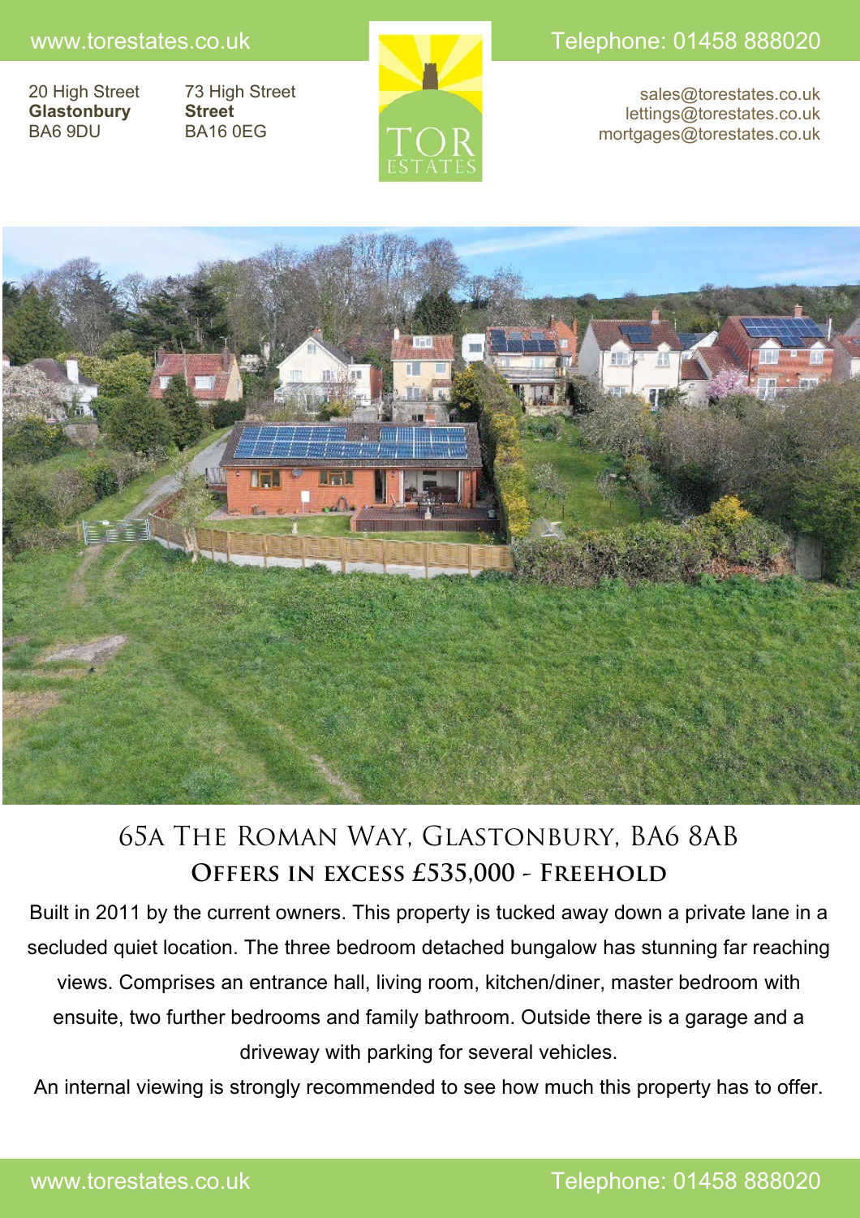www.torestates.co.uk

Telephone: 01458 888020

20 High Street
**Glastonbury**
BA6 9DU

73 High Street
**Street**
BA16 0EG

TOR ESTATES

sales@torestates.co.uk
lettings@torestates.co.uk
mortgages@torestates.co.uk

# 65A The Roman Way, Glastonbury, BA6 8AB

## Offers in excess £535,000 - Freehold

Built in 2011 by the current owners. This property is tucked away down a private lane in a secluded quiet location. The three bedroom detached bungalow has stunning far reaching views. Comprises an entrance hall, living room, kitchen/diner, master bedroom with ensuite, two further bedrooms and family bathroom. Outside there is a garage and a driveway with parking for several vehicles.

An internal viewing is strongly recommended to see how much this property has to offer.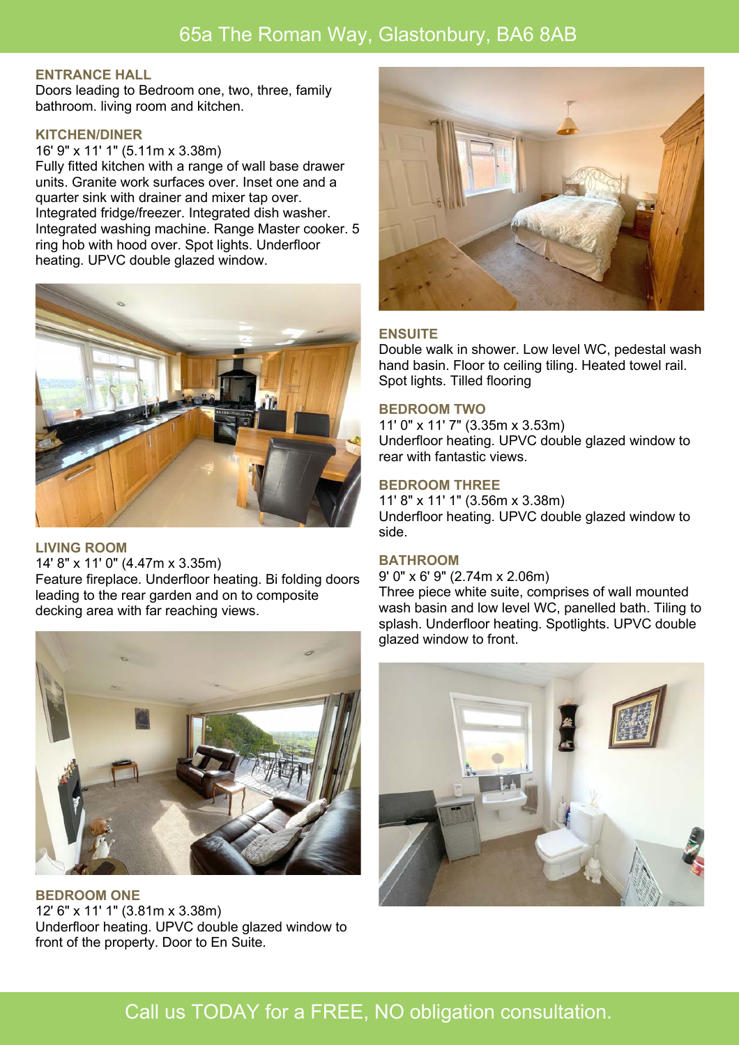# 65a The Roman Way, Glastonbury, BA6 8AB

## ENTRANCE HALL

Doors leading to Bedroom one, two, three, family bathroom. living room and kitchen.

## KITCHEN/DINER

16' 9" x 11' 1" (5.11m x 3.38m)
Fully fitted kitchen with a range of wall base drawer units. Granite work surfaces over. Inset one and a quarter sink with drainer and mixer tap over. Integrated fridge/freezer. Integrated dish washer. Integrated washing machine. Range Master cooker. 5 ring hob with hood over. Spot lights. Underfloor heating. UPVC double glazed window.

## LIVING ROOM

14' 8" x 11' 0" (4.47m x 3.35m)
Feature fireplace. Underfloor heating. Bi folding doors leading to the rear garden and on to composite decking area with far reaching views.

## BEDROOM ONE

12' 6" x 11' 1" (3.81m x 3.38m)
Underfloor heating. UPVC double glazed window to front of the property. Door to En Suite.

## ENSUITE

Double walk in shower. Low level WC, pedestal wash hand basin. Floor to ceiling tiling. Heated towel rail. Spot lights. Tilled flooring

## BEDROOM TWO

11' 0" x 11' 7" (3.35m x 3.53m)
Underfloor heating. UPVC double glazed window to rear with fantastic views.

## BEDROOM THREE

11' 8" x 11' 1" (3.56m x 3.38m)
Underfloor heating. UPVC double glazed window to side.

## BATHROOM

9' 0" x 6' 9" (2.74m x 2.06m)
Three piece white suite, comprises of wall mounted wash basin and low level WC, panelled bath. Tiling to splash. Underfloor heating. Spotlights. UPVC double glazed window to front.

Call us TODAY for a FREE, NO obligation consultation.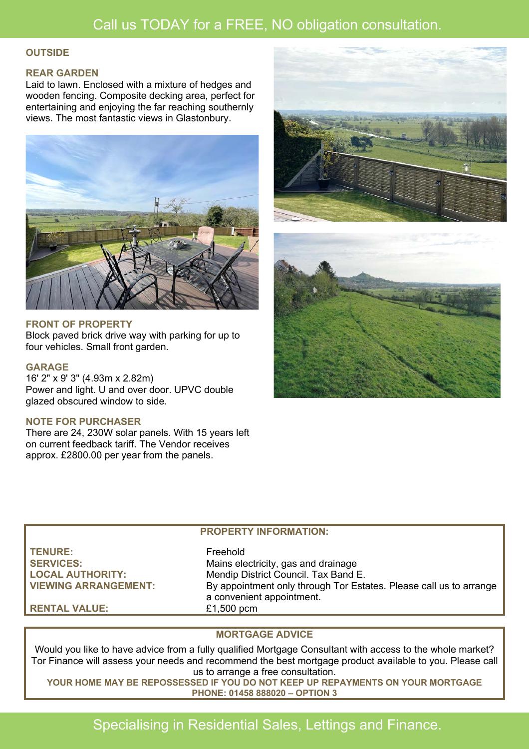Call us TODAY for a FREE, NO obligation consultation.

## OUTSIDE

### REAR GARDEN

Laid to lawn. Enclosed with a mixture of hedges and wooden fencing. Composite decking area, perfect for entertaining and enjoying the far reaching southernly views. The most fantastic views in Glastonbury.

### FRONT OF PROPERTY

Block paved brick drive way with parking for up to four vehicles. Small front garden.

### GARAGE

16' 2" x 9' 3" (4.93m x 2.82m)
Power and light. U and over door. UPVC double glazed obscured window to side.

### NOTE FOR PURCHASER

There are 24, 230W solar panels. With 15 years left on current feedback tariff. The Vendor receives approx. £2800.00 per year from the panels.

## PROPERTY INFORMATION:

| | |
|---|---|
| **TENURE:** | Freehold |
| **SERVICES:** | Mains electricity, gas and drainage |
| **LOCAL AUTHORITY:** | Mendip District Council. Tax Band E. |
| **VIEWING ARRANGEMENT:** | By appointment only through Tor Estates. Please call us to arrange a convenient appointment. |
| **RENTAL VALUE:** | £1,500 pcm |

## MORTGAGE ADVICE

Would you like to have advice from a fully qualified Mortgage Consultant with access to the whole market? Tor Finance will assess your needs and recommend the best mortgage product available to you. Please call us to arrange a free consultation.

**YOUR HOME MAY BE REPOSSESSED IF YOU DO NOT KEEP UP REPAYMENTS ON YOUR MORTGAGE**

**PHONE: 01458 888020 – OPTION 3**

Specialising in Residential Sales, Lettings and Finance.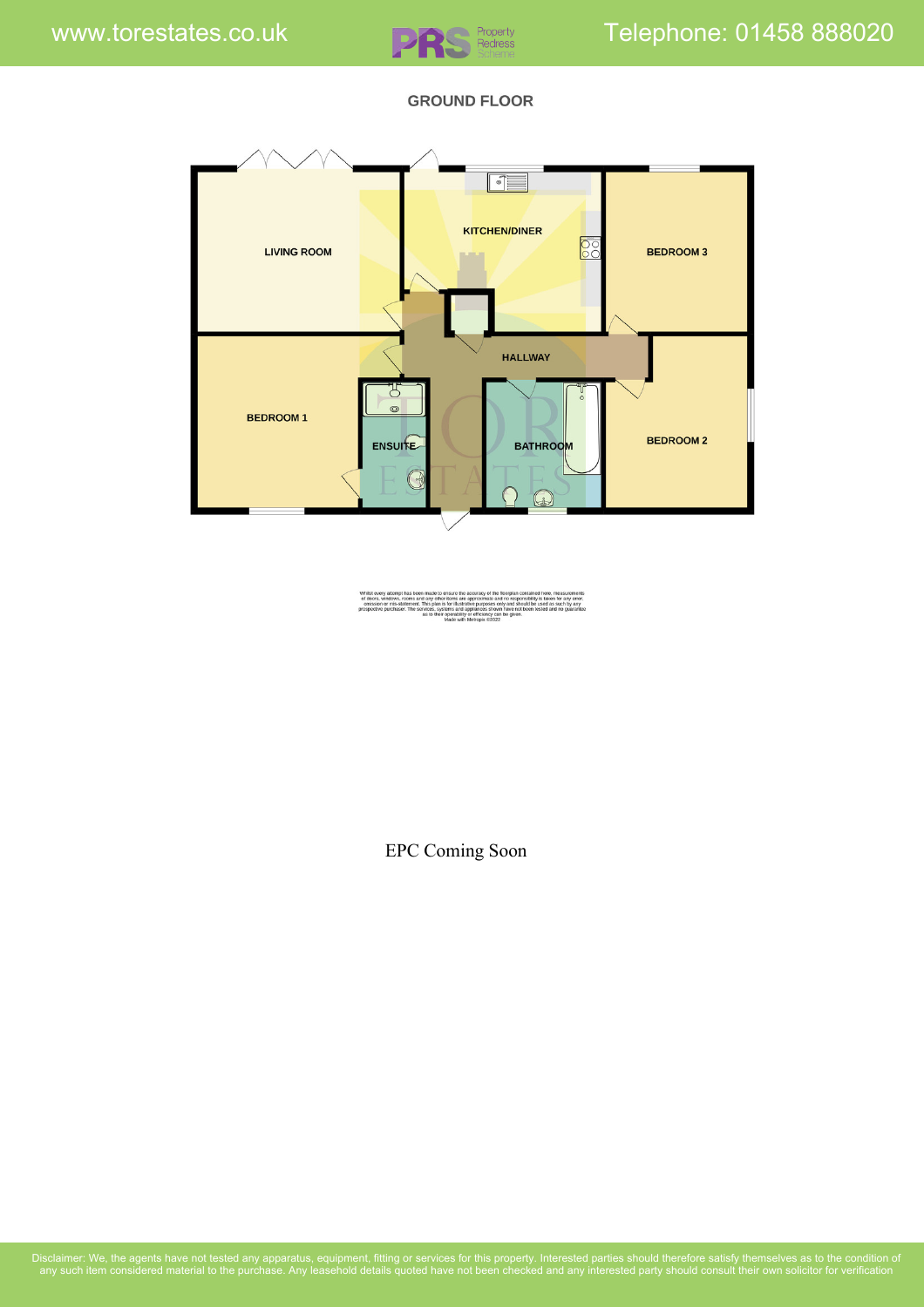## GROUND FLOOR

LIVING ROOM

KITCHEN/DINER

BEDROOM 3

HALLWAY

BEDROOM 1

ENSUITE

BATHROOM

BEDROOM 2

Whilst every attempt has been made to ensure the accuracy of the floorplan contained here, measurements of doors, windows, rooms and any other items are approximate and no responsibility is taken for any error, omission or mis-statement. This plan is for illustrative purposes only and should be used as such by any prospective purchaser. The services, systems and appliances shown have not been tested and no guarantee as to their operability or efficiency can be given.
Made with Metropix ©2022

EPC Coming Soon

Disclaimer: We, the agents have not tested any apparatus, equipment, fitting or services for this property. Interested parties should therefore satisfy themselves as to the condition of any such item considered material to the purchase. Any leasehold details quoted have not been checked and any interested party should consult their own solicitor for verification